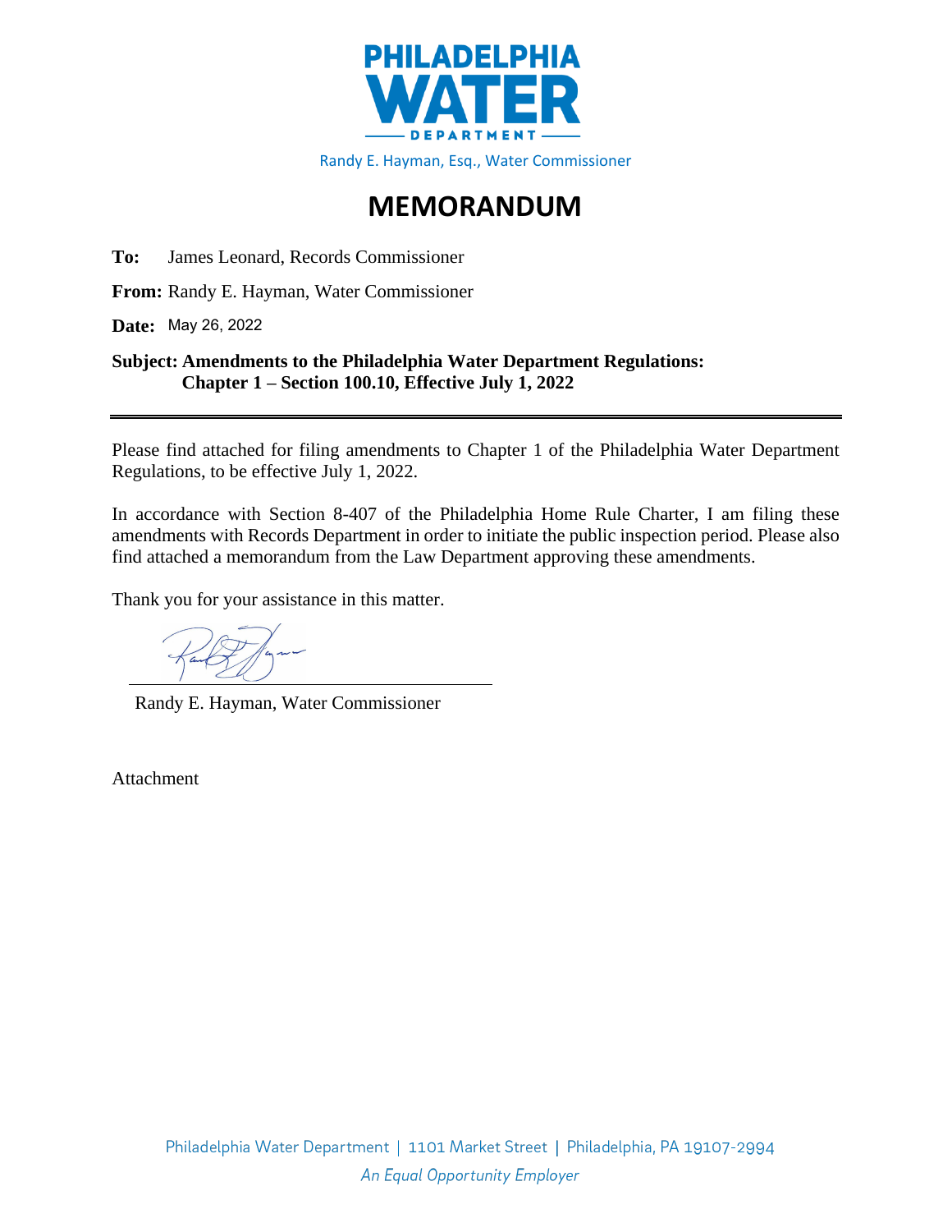**PHILADELPHIA WATER DEPARTMENT**

Randy E. Hayman, Esq., Water Commissioner

# MEMORANDUM

**To:** James Leonard, Records Commissioner

**From:** Randy E. Hayman, Water Commissioner

**Date:** May 26, 2022

**Subject: Amendments to the Philadelphia Water Department Regulations: Chapter 1 – Section 100.10, Effective July 1, 2022**

---

Please find attached for filing amendments to Chapter 1 of the Philadelphia Water Department Regulations, to be effective July 1, 2022.

In accordance with Section 8-407 of the Philadelphia Home Rule Charter, I am filing these amendments with Records Department in order to initiate the public inspection period. Please also find attached a memorandum from the Law Department approving these amendments.

Thank you for your assistance in this matter.

Randy E. Hayman, Water Commissioner

Attachment

Philadelphia Water Department | 1101 Market Street | Philadelphia, PA 19107-2994

*An Equal Opportunity Employer*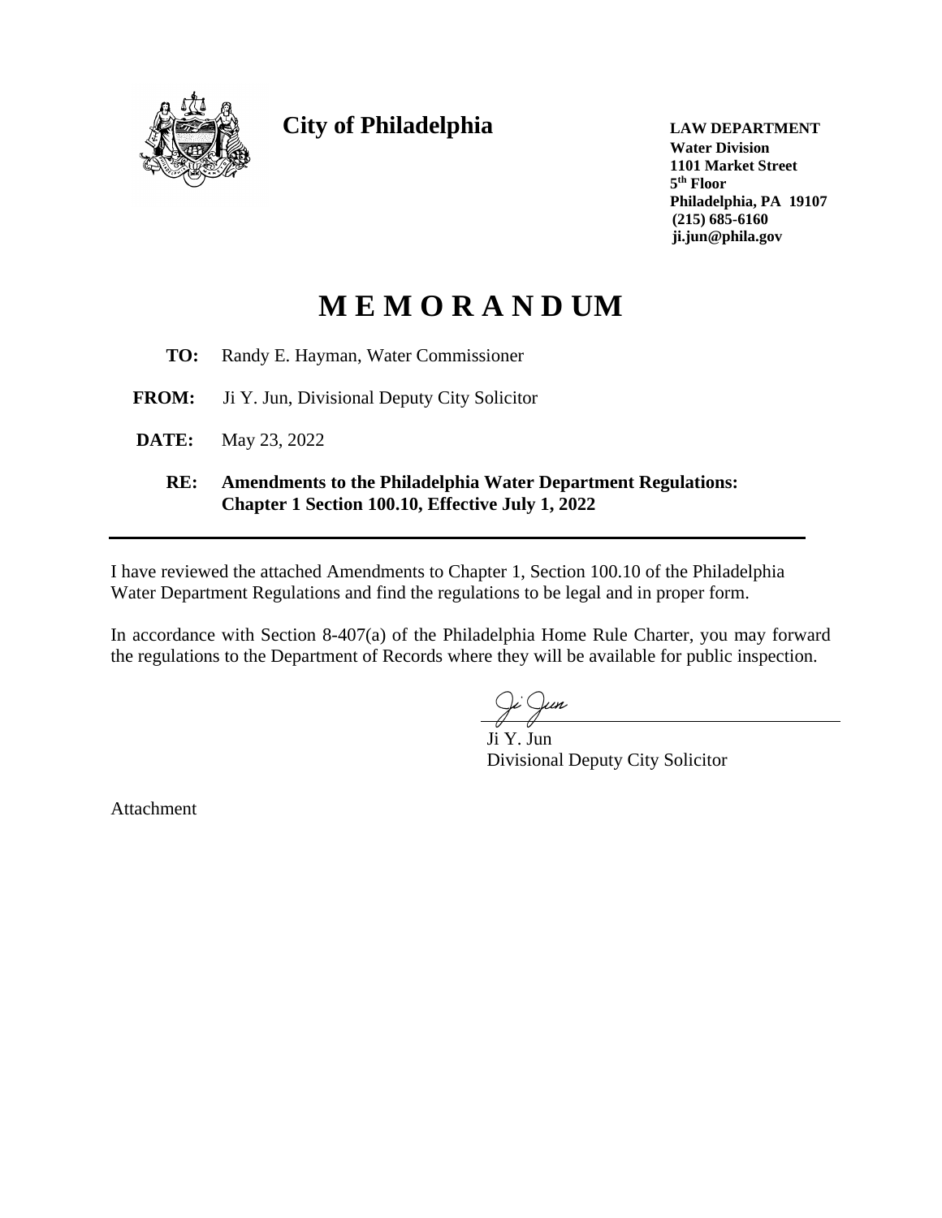**City of Philadelphia**

**LAW DEPARTMENT**
**Water Division**
**1101 Market Street**
**5th Floor**
**Philadelphia, PA 19107**
**(215) 685-6160**
**ji.jun@phila.gov**

# M E M O R A N D UM

**TO:** Randy E. Hayman, Water Commissioner

**FROM:** Ji Y. Jun, Divisional Deputy City Solicitor

**DATE:** May 23, 2022

**RE:** **Amendments to the Philadelphia Water Department Regulations: Chapter 1 Section 100.10, Effective July 1, 2022**

---

I have reviewed the attached Amendments to Chapter 1, Section 100.10 of the Philadelphia Water Department Regulations and find the regulations to be legal and in proper form.

In accordance with Section 8-407(a) of the Philadelphia Home Rule Charter, you may forward the regulations to the Department of Records where they will be available for public inspection.

Ji Jun

Ji Y. Jun
Divisional Deputy City Solicitor

Attachment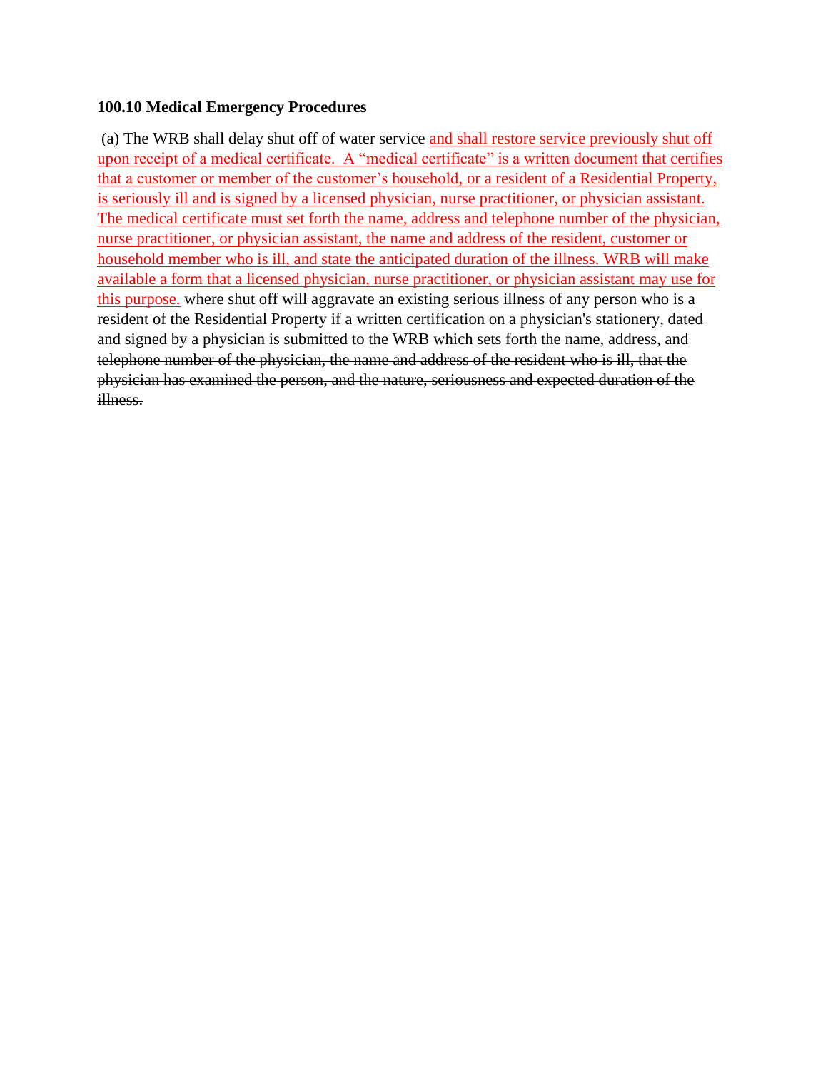**100.10 Medical Emergency Procedures**

(a) The WRB shall delay shut off of water service <u>and shall restore service previously shut off upon receipt of a medical certificate. A “medical certificate” is a written document that certifies that a customer or member of the customer’s household, or a resident of a Residential Property, is seriously ill and is signed by a licensed physician, nurse practitioner, or physician assistant. The medical certificate must set forth the name, address and telephone number of the physician, nurse practitioner, or physician assistant, the name and address of the resident, customer or household member who is ill, and state the anticipated duration of the illness. WRB will make available a form that a licensed physician, nurse practitioner, or physician assistant may use for this purpose.</u> ~~where shut off will aggravate an existing serious illness of any person who is a resident of the Residential Property if a written certification on a physician's stationery, dated and signed by a physician is submitted to the WRB which sets forth the name, address, and telephone number of the physician, the name and address of the resident who is ill, that the physician has examined the person, and the nature, seriousness and expected duration of the illness.~~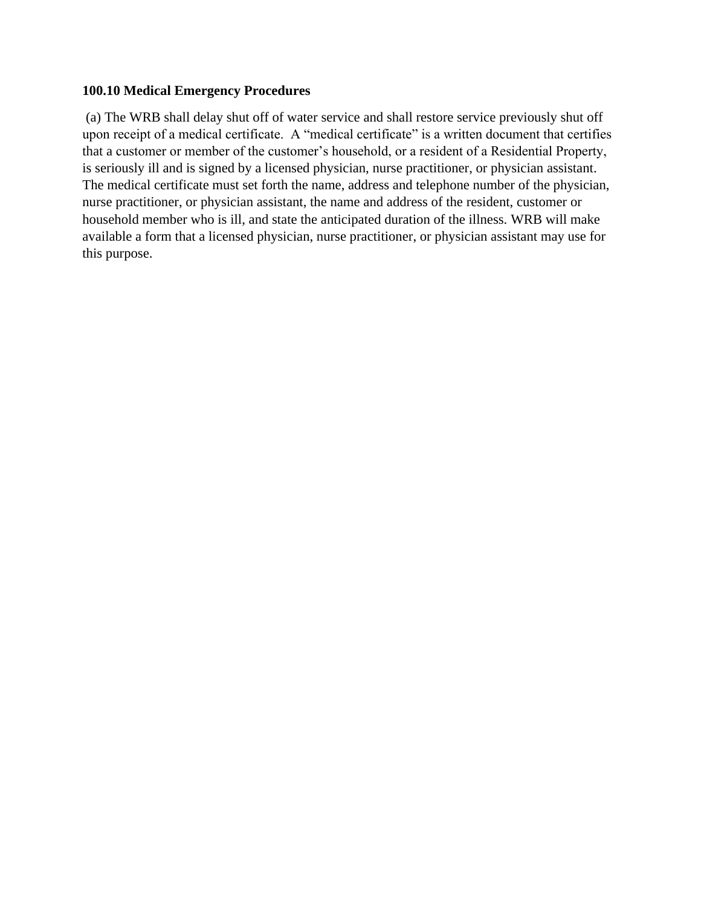**100.10 Medical Emergency Procedures**

(a) The WRB shall delay shut off of water service and shall restore service previously shut off upon receipt of a medical certificate. A "medical certificate" is a written document that certifies that a customer or member of the customer's household, or a resident of a Residential Property, is seriously ill and is signed by a licensed physician, nurse practitioner, or physician assistant. The medical certificate must set forth the name, address and telephone number of the physician, nurse practitioner, or physician assistant, the name and address of the resident, customer or household member who is ill, and state the anticipated duration of the illness. WRB will make available a form that a licensed physician, nurse practitioner, or physician assistant may use for this purpose.